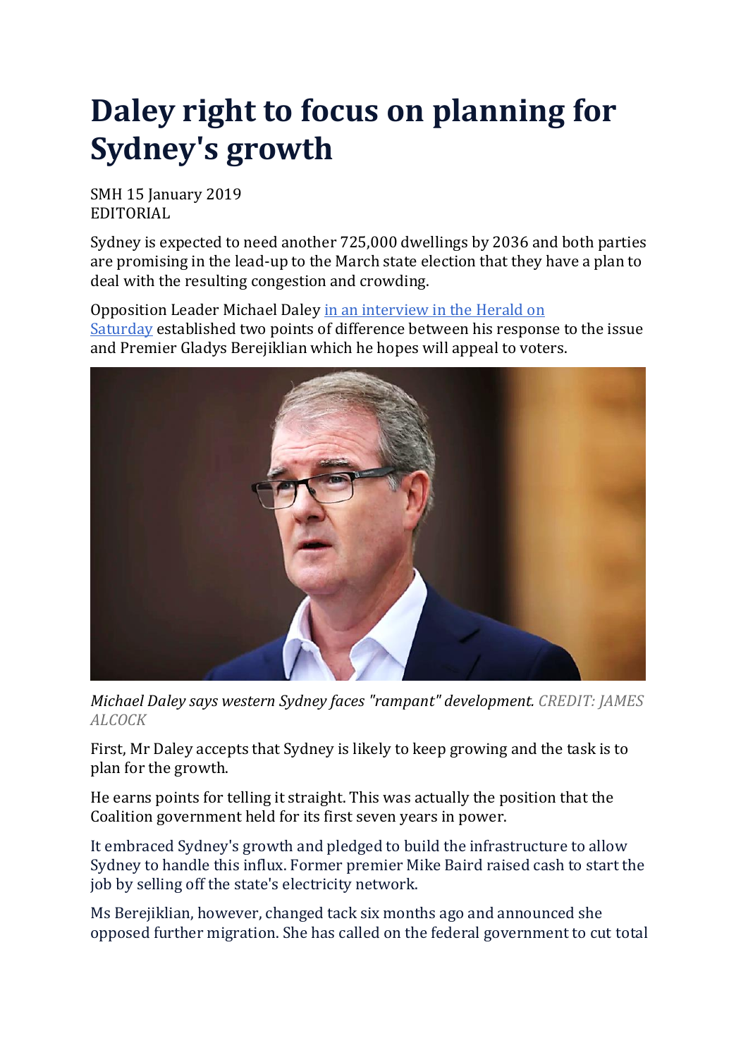# Daley right to focus on planning for Sydney's growth

SMH 15 January 2019
EDITORIAL

Sydney is expected to need another 725,000 dwellings by 2036 and both parties are promising in the lead-up to the March state election that they have a plan to deal with the resulting congestion and crowding.

Opposition Leader Michael Daley in an interview in the Herald on Saturday established two points of difference between his response to the issue and Premier Gladys Berejiklian which he hopes will appeal to voters.

*Michael Daley says western Sydney faces "rampant" development.* *CREDIT: JAMES ALCOCK*

First, Mr Daley accepts that Sydney is likely to keep growing and the task is to plan for the growth.

He earns points for telling it straight. This was actually the position that the Coalition government held for its first seven years in power.

It embraced Sydney's growth and pledged to build the infrastructure to allow Sydney to handle this influx. Former premier Mike Baird raised cash to start the job by selling off the state's electricity network.

Ms Berejiklian, however, changed tack six months ago and announced she opposed further migration. She has called on the federal government to cut total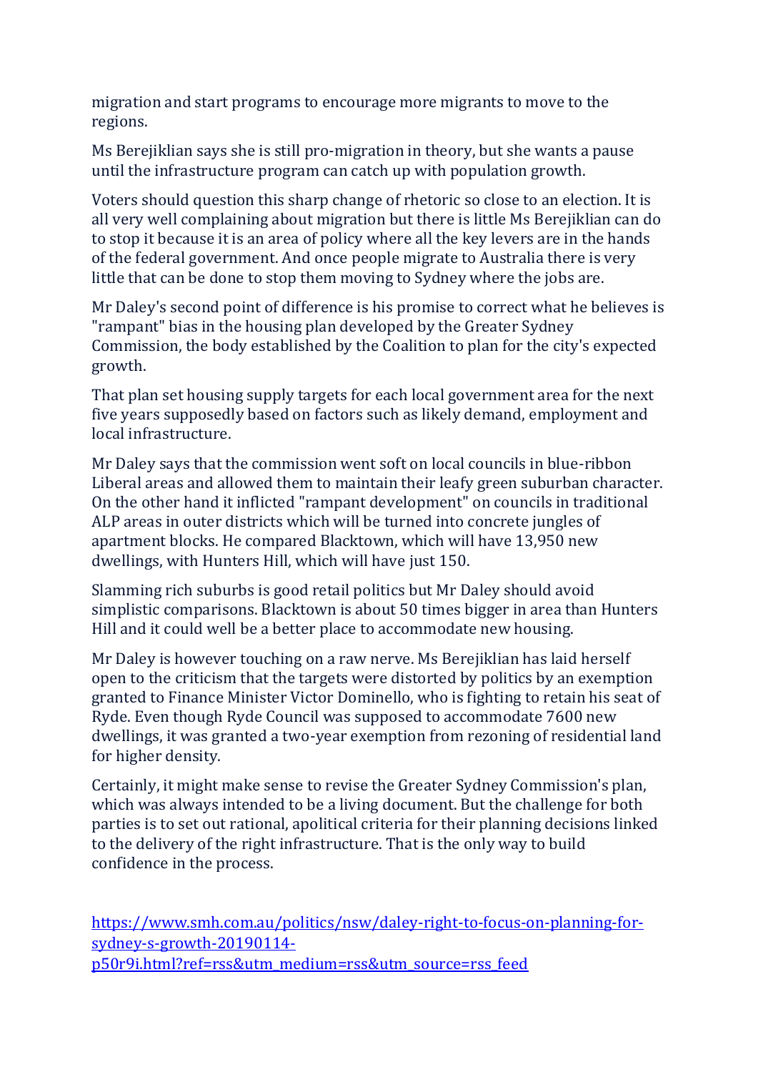migration and start programs to encourage more migrants to move to the regions.

Ms Berejiklian says she is still pro-migration in theory, but she wants a pause until the infrastructure program can catch up with population growth.

Voters should question this sharp change of rhetoric so close to an election. It is all very well complaining about migration but there is little Ms Berejiklian can do to stop it because it is an area of policy where all the key levers are in the hands of the federal government. And once people migrate to Australia there is very little that can be done to stop them moving to Sydney where the jobs are.

Mr Daley's second point of difference is his promise to correct what he believes is "rampant" bias in the housing plan developed by the Greater Sydney Commission, the body established by the Coalition to plan for the city's expected growth.

That plan set housing supply targets for each local government area for the next five years supposedly based on factors such as likely demand, employment and local infrastructure.

Mr Daley says that the commission went soft on local councils in blue-ribbon Liberal areas and allowed them to maintain their leafy green suburban character. On the other hand it inflicted "rampant development" on councils in traditional ALP areas in outer districts which will be turned into concrete jungles of apartment blocks. He compared Blacktown, which will have 13,950 new dwellings, with Hunters Hill, which will have just 150.

Slamming rich suburbs is good retail politics but Mr Daley should avoid simplistic comparisons. Blacktown is about 50 times bigger in area than Hunters Hill and it could well be a better place to accommodate new housing.

Mr Daley is however touching on a raw nerve. Ms Berejiklian has laid herself open to the criticism that the targets were distorted by politics by an exemption granted to Finance Minister Victor Dominello, who is fighting to retain his seat of Ryde. Even though Ryde Council was supposed to accommodate 7600 new dwellings, it was granted a two-year exemption from rezoning of residential land for higher density.

Certainly, it might make sense to revise the Greater Sydney Commission's plan, which was always intended to be a living document. But the challenge for both parties is to set out rational, apolitical criteria for their planning decisions linked to the delivery of the right infrastructure. That is the only way to build confidence in the process.

https://www.smh.com.au/politics/nsw/daley-right-to-focus-on-planning-for-sydney-s-growth-20190114-p50r9i.html?ref=rss&utm_medium=rss&utm_source=rss_feed